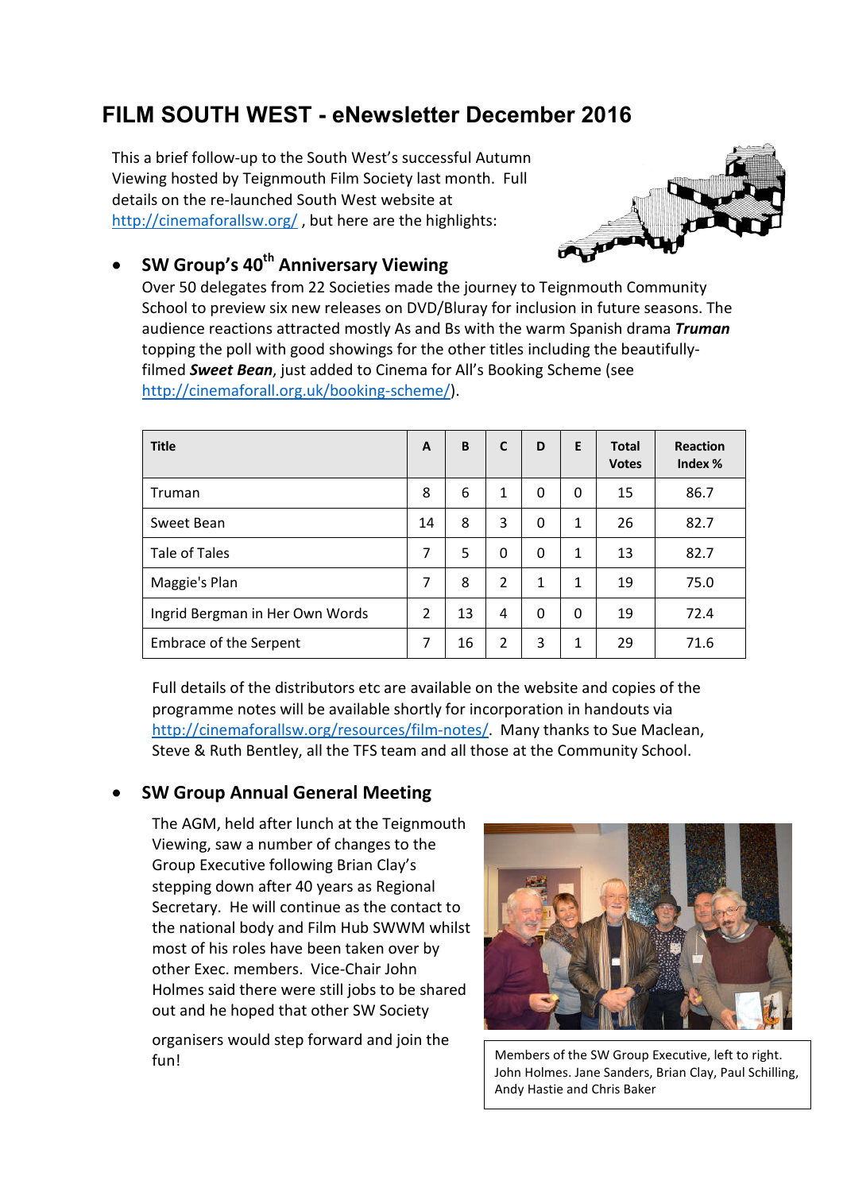# FILM SOUTH WEST - eNewsletter December 2016

This a brief follow-up to the South West's successful Autumn Viewing hosted by Teignmouth Film Society last month. Full details on the re-launched South West website at http://cinemaforallsw.org/ , but here are the highlights:

- **SW Group's 40th Anniversary Viewing**
  
  Over 50 delegates from 22 Societies made the journey to Teignmouth Community School to preview six new releases on DVD/Bluray for inclusion in future seasons. The audience reactions attracted mostly As and Bs with the warm Spanish drama ***Truman*** topping the poll with good showings for the other titles including the beautifully-filmed ***Sweet Bean***, just added to Cinema for All's Booking Scheme (see http://cinemaforall.org.uk/booking-scheme/).

| Title | A | B | C | D | E | Total Votes | Reaction Index % |
|---|---|---|---|---|---|---|---|
| Truman | 8 | 6 | 1 | 0 | 0 | 15 | 86.7 |
| Sweet Bean | 14 | 8 | 3 | 0 | 1 | 26 | 82.7 |
| Tale of Tales | 7 | 5 | 0 | 0 | 1 | 13 | 82.7 |
| Maggie's Plan | 7 | 8 | 2 | 1 | 1 | 19 | 75.0 |
| Ingrid Bergman in Her Own Words | 2 | 13 | 4 | 0 | 0 | 19 | 72.4 |
| Embrace of the Serpent | 7 | 16 | 2 | 3 | 1 | 29 | 71.6 |

  Full details of the distributors etc are available on the website and copies of the programme notes will be available shortly for incorporation in handouts via http://cinemaforallsw.org/resources/film-notes/. Many thanks to Sue Maclean, Steve & Ruth Bentley, all the TFS team and all those at the Community School.

- **SW Group Annual General Meeting**

  The AGM, held after lunch at the Teignmouth Viewing, saw a number of changes to the Group Executive following Brian Clay's stepping down after 40 years as Regional Secretary. He will continue as the contact to the national body and Film Hub SWWM whilst most of his roles have been taken over by other Exec. members. Vice-Chair John Holmes said there were still jobs to be shared out and he hoped that other SW Society organisers would step forward and join the fun!

Members of the SW Group Executive, left to right. John Holmes. Jane Sanders, Brian Clay, Paul Schilling, Andy Hastie and Chris Baker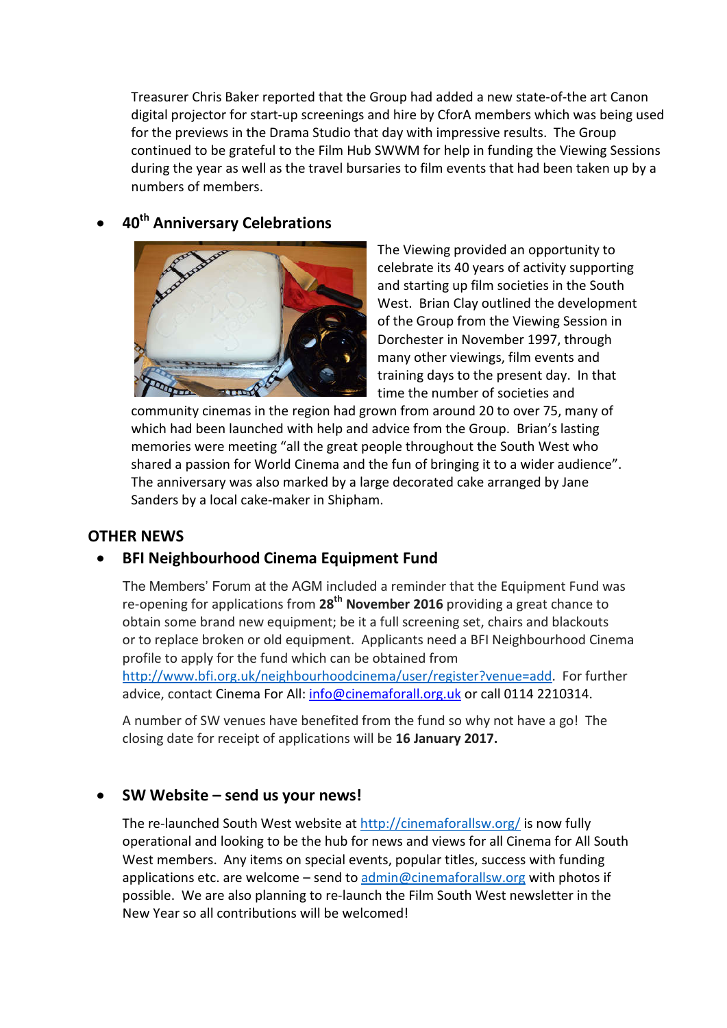Treasurer Chris Baker reported that the Group had added a new state-of-the art Canon digital projector for start-up screenings and hire by CforA members which was being used for the previews in the Drama Studio that day with impressive results. The Group continued to be grateful to the Film Hub SWWM for help in funding the Viewing Sessions during the year as well as the travel bursaries to film events that had been taken up by a numbers of members.

- **40th Anniversary Celebrations**

The Viewing provided an opportunity to celebrate its 40 years of activity supporting and starting up film societies in the South West. Brian Clay outlined the development of the Group from the Viewing Session in Dorchester in November 1997, through many other viewings, film events and training days to the present day. In that time the number of societies and community cinemas in the region had grown from around 20 to over 75, many of which had been launched with help and advice from the Group. Brian's lasting memories were meeting "all the great people throughout the South West who shared a passion for World Cinema and the fun of bringing it to a wider audience". The anniversary was also marked by a large decorated cake arranged by Jane Sanders by a local cake-maker in Shipham.

## OTHER NEWS

- **BFI Neighbourhood Cinema Equipment Fund**

The Members' Forum at the AGM included a reminder that the Equipment Fund was re-opening for applications from **28th November 2016** providing a great chance to obtain some brand new equipment; be it a full screening set, chairs and blackouts or to replace broken or old equipment. Applicants need a BFI Neighbourhood Cinema profile to apply for the fund which can be obtained from http://www.bfi.org.uk/neighbourhoodcinema/user/register?venue=add. For further advice, contact Cinema For All: info@cinemaforall.org.uk or call 0114 2210314.

A number of SW venues have benefited from the fund so why not have a go! The closing date for receipt of applications will be **16 January 2017.**

- **SW Website – send us your news!**

The re-launched South West website at http://cinemaforallsw.org/ is now fully operational and looking to be the hub for news and views for all Cinema for All South West members. Any items on special events, popular titles, success with funding applications etc. are welcome – send to admin@cinemaforallsw.org with photos if possible. We are also planning to re-launch the Film South West newsletter in the New Year so all contributions will be welcomed!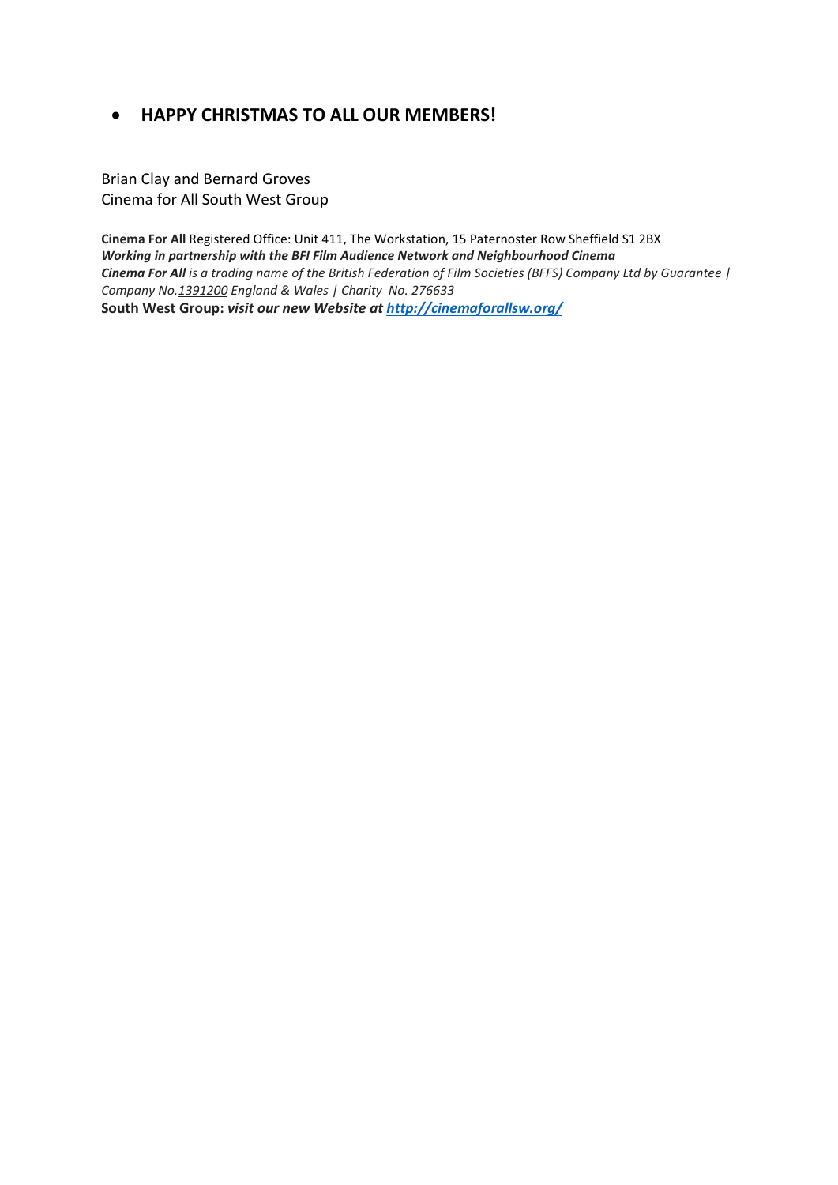- **HAPPY CHRISTMAS TO ALL OUR MEMBERS!**

Brian Clay and Bernard Groves
Cinema for All South West Group

**Cinema For All** Registered Office: Unit 411, The Workstation, 15 Paternoster Row Sheffield S1 2BX
***Working in partnership with the BFI Film Audience Network and Neighbourhood Cinema***
***Cinema For All*** *is a trading name of the British Federation of Film Societies (BFFS) Company Ltd by Guarantee | Company No.1391200 England & Wales | Charity No. 276633*
**South West Group:** ***visit our new Website at [http://cinemaforallsw.org/](http://cinemaforallsw.org/)***